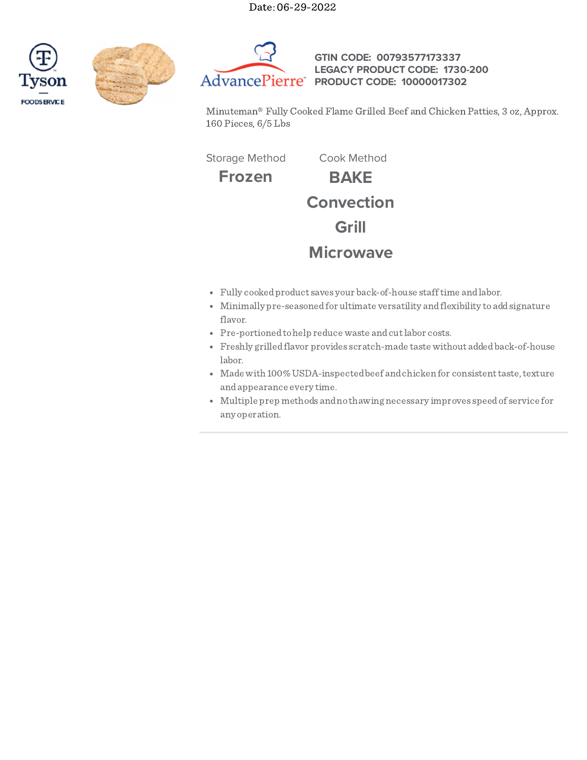Date: 06-29-2022

Tyson FOODSERVICE

AdvancePierre™

**GTIN CODE: 00793577173337**
**LEGACY PRODUCT CODE: 1730-200**
**PRODUCT CODE: 10000017302**

Minuteman® Fully Cooked Flame Grilled Beef and Chicken Patties, 3 oz, Approx. 160 Pieces, 6/5 Lbs

| Storage Method | Cook Method |
|---|---|
| **Frozen** | **BAKE** |
| | **Convection** |
| | **Grill** |
| | **Microwave** |

- Fully cooked product saves your back-of-house staff time and labor.
- Minimally pre-seasoned for ultimate versatility and flexibility to add signature flavor.
- Pre-portioned to help reduce waste and cut labor costs.
- Freshly grilled flavor provides scratch-made taste without added back-of-house labor.
- Made with 100% USDA-inspected beef and chicken for consistent taste, texture and appearance every time.
- Multiple prep methods and no thawing necessary improves speed of service for any operation.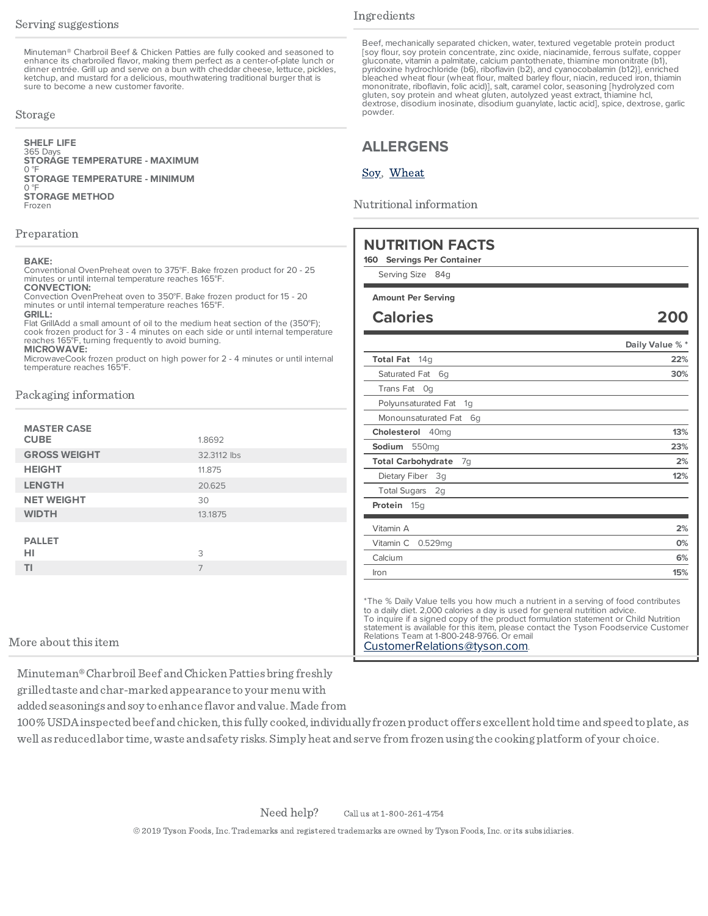## Serving suggestions

Minuteman® Charbroil Beef & Chicken Patties are fully cooked and seasoned to enhance its charbroiled flavor, making them perfect as a center-of-plate lunch or dinner entrée. Grill up and serve on a bun with cheddar cheese, lettuce, pickles, ketchup, and mustard for a delicious, mouthwatering traditional burger that is sure to become a new customer favorite.

## Storage

**SHELF LIFE**
365 Days
**STORAGE TEMPERATURE - MAXIMUM**
0 °F
**STORAGE TEMPERATURE - MINIMUM**
0 °F
**STORAGE METHOD**
Frozen

## Preparation

**BAKE:**
Conventional OvenPreheat oven to 375°F. Bake frozen product for 20 - 25 minutes or until internal temperature reaches 165°F.
**CONVECTION:**
Convection OvenPreheat oven to 350°F. Bake frozen product for 15 - 20 minutes or until internal temperature reaches 165°F.
**GRILL:**
Flat GrillAdd a small amount of oil to the medium heat section of the (350°F); cook frozen product for 3 - 4 minutes on each side or until internal temperature reaches 165°F, turning frequently to avoid burning.
**MICROWAVE:**
MicrowaveCook frozen product on high power for 2 - 4 minutes or until internal temperature reaches 165°F.

## Packaging information

| | |
|---|---|
| **MASTER CASE** | |
| **CUBE** | 1.8692 |
| **GROSS WEIGHT** | 32.3112 lbs |
| **HEIGHT** | 11.875 |
| **LENGTH** | 20.625 |
| **NET WEIGHT** | 30 |
| **WIDTH** | 13.1875 |
| **PALLET** | |
| **HI** | 3 |
| **TI** | 7 |

## Ingredients

Beef, mechanically separated chicken, water, textured vegetable protein product [soy flour, soy protein concentrate, zinc oxide, niacinamide, ferrous sulfate, copper gluconate, vitamin a palmitate, calcium pantothenate, thiamine mononitrate (b1), pyridoxine hydrochloride (b6), riboflavin (b2), and cyanocobalamin (b12)], enriched bleached wheat flour (wheat flour, malted barley flour, niacin, reduced iron, thiamin mononitrate, riboflavin, folic acid)], salt, caramel color, seasoning [hydrolyzed corn gluten, soy protein and wheat gluten, autolyzed yeast extract, thiamine hcl, dextrose, disodium inosinate, disodium guanylate, lactic acid], spice, dextrose, garlic powder.

## ALLERGENS

Soy, Wheat

## Nutritional information

### NUTRITION FACTS

**160 Servings Per Container**
Serving Size 84g

**Amount Per Serving**
**Calories 200**

| | Daily Value % * |
|---|---|
| **Total Fat** 14g | **22%** |
| Saturated Fat 6g | **30%** |
| Trans Fat 0g | |
| Polyunsaturated Fat 1g | |
| Monounsaturated Fat 6g | |
| **Cholesterol** 40mg | **13%** |
| **Sodium** 550mg | **23%** |
| **Total Carbohydrate** 7g | **2%** |
| Dietary Fiber 3g | **12%** |
| Total Sugars 2g | |
| **Protein** 15g | |
| Vitamin A | **2%** |
| Vitamin C 0.529mg | **0%** |
| Calcium | **6%** |
| Iron | **15%** |

*The % Daily Value tells you how much a nutrient in a serving of food contributes to a daily diet. 2,000 calories a day is used for general nutrition advice.
To inquire if a signed copy of the product formulation statement or Child Nutrition statement is available for this item, please contact the Tyson Foodservice Customer Relations Team at 1-800-248-9766. Or email CustomerRelations@tyson.com.

## More about this item

Minuteman® Charbroil Beef and Chicken Patties bring freshly grilled taste and char-marked appearance to your menu with added seasonings and soy to enhance flavor and value. Made from 100% USDA inspected beef and chicken, this fully cooked, individually frozen product offers excellent hold time and speed to plate, as well as reduced labor time, waste and safety risks. Simply heat and serve from frozen using the cooking platform of your choice.

Need help? Call us at 1-800-261-4754

© 2019 Tyson Foods, Inc. Trademarks and registered trademarks are owned by Tyson Foods, Inc. or its subsidiaries.